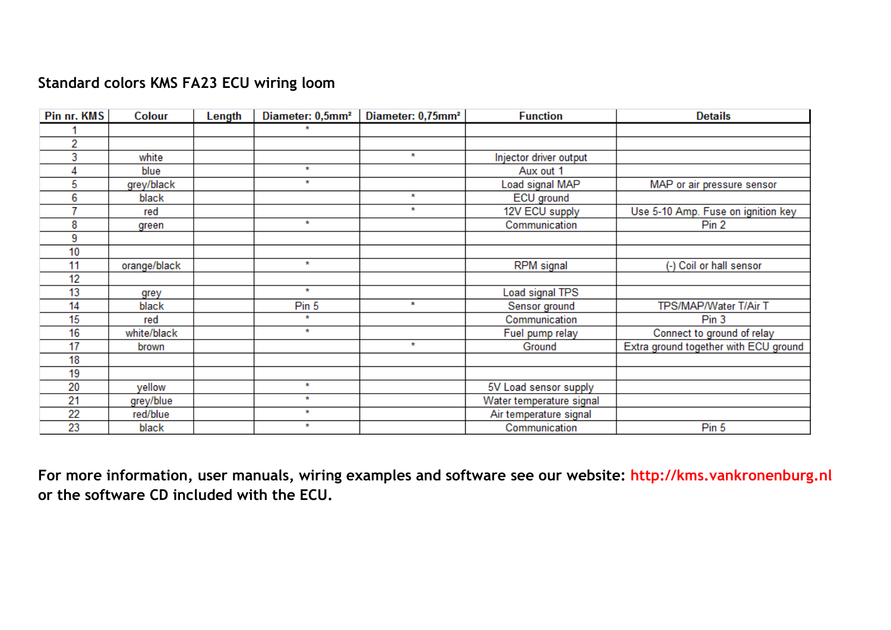**Standard colors KMS FA23 ECU wiring loom**

| Pin nr. KMS | Colour | Length | Diameter: 0,5mm² | Diameter: 0,75mm² | Function | Details |
|---|---|---|---|---|---|---|
| 1 | | | * | | | |
| 2 | | | | | | |
| 3 | white | | | * | Injector driver output | |
| 4 | blue | | * | | Aux out 1 | |
| 5 | grey/black | | * | | Load signal MAP | MAP or air pressure sensor |
| 6 | black | | | * | ECU ground | |
| 7 | red | | | * | 12V ECU supply | Use 5-10 Amp. Fuse on ignition key |
| 8 | green | | * | | Communication | Pin 2 |
| 9 | | | | | | |
| 10 | | | | | | |
| 11 | orange/black | | * | | RPM signal | (-) Coil or hall sensor |
| 12 | | | | | | |
| 13 | grey | | * | | Load signal TPS | |
| 14 | black | | Pin 5 | * | Sensor ground | TPS/MAP/Water T/Air T |
| 15 | red | | * | | Communication | Pin 3 |
| 16 | white/black | | * | | Fuel pump relay | Connect to ground of relay |
| 17 | brown | | | * | Ground | Extra ground together with ECU ground |
| 18 | | | | | | |
| 19 | | | | | | |
| 20 | yellow | | * | | 5V Load sensor supply | |
| 21 | grey/blue | | * | | Water temperature signal | |
| 22 | red/blue | | * | | Air temperature signal | |
| 23 | black | | * | | Communication | Pin 5 |

**For more information, user manuals, wiring examples and software see our website: http://kms.vankronenburg.nl or the software CD included with the ECU.**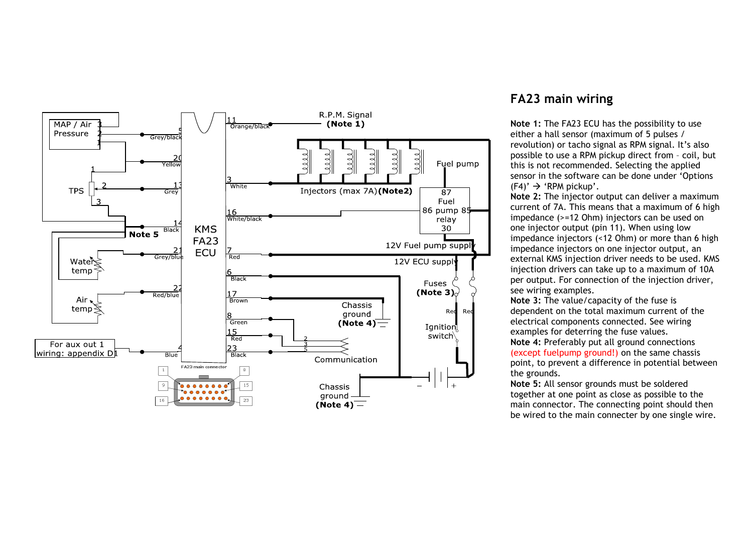MAP / Air Pressure
3
2
1
5
Grey/black
20
Yellow
1
TPS
2
3
13
Grey
14
Black
Note 5
21
Grey/blue
Water temp
22
Red/blue
Air temp
For aux out 1 wiring: appendix D
1
4
Blue
KMS FA23 ECU
11
Orange/black
R.P.M. Signal
**(Note 1)**
3
White
Injectors (max 7A) **(Note2)**
Fuel pump
87
Fuel
86 pump 85
relay
30
16
White/black
12V Fuel pump supply
7
Red
12V ECU supply
6
Black
Fuses
**(Note 3)**
17
Brown
Chassis ground
**(Note 4)**
Red
Red
8
Green
Ignition switch
15
Red
2
3
5
23
Black
Communication
Chassis ground
**(Note 4)**
−
+
FA23 main connector
1
8
9
15
16
23

## FA23 main wiring

**Note 1:** The FA23 ECU has the possibility to use either a hall sensor (maximum of 5 pulses / revolution) or tacho signal as RPM signal. It's also possible to use a RPM pickup direct from – coil, but this is not recommended. Selecting the applied sensor in the software can be done under 'Options (F4)' → 'RPM pickup'.

**Note 2:** The injector output can deliver a maximum current of 7A. This means that a maximum of 6 high impedance (>=12 Ohm) injectors can be used on one injector output (pin 11). When using low impedance injectors (<12 Ohm) or more than 6 high impedance injectors on one injector output, an external KMS injection driver needs to be used. KMS injection drivers can take up to a maximum of 10A per output. For connection of the injection driver, see wiring examples.

**Note 3:** The value/capacity of the fuse is dependent on the total maximum current of the electrical components connected. See wiring examples for deterring the fuse values.

**Note 4:** Preferably put all ground connections (except fuelpump ground!) on the same chassis point, to prevent a difference in potential between the grounds.

**Note 5:** All sensor grounds must be soldered together at one point as close as possible to the main connector. The connecting point should then be wired to the main connecter by one single wire.